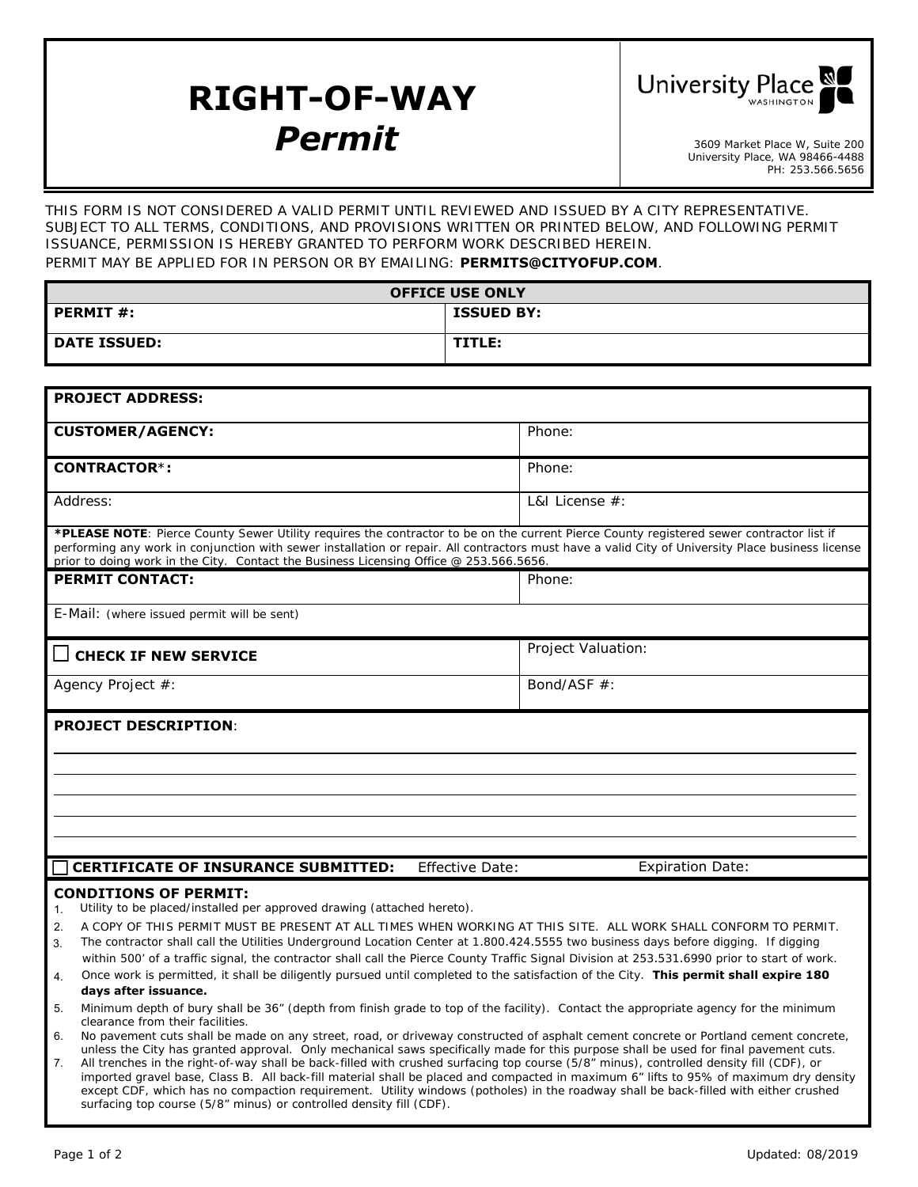# RIGHT-OF-WAY
## *Permit*

University Place
WASHINGTON

3609 Market Place W, Suite 200
University Place, WA 98466-4488
PH: 253.566.5656

THIS FORM IS NOT CONSIDERED A VALID PERMIT UNTIL REVIEWED AND ISSUED BY A CITY REPRESENTATIVE. SUBJECT TO ALL TERMS, CONDITIONS, AND PROVISIONS WRITTEN OR PRINTED BELOW, AND FOLLOWING PERMIT ISSUANCE, PERMISSION IS HEREBY GRANTED TO PERFORM WORK DESCRIBED HEREIN.
PERMIT MAY BE APPLIED FOR IN PERSON OR BY EMAILING: **PERMITS@CITYOFUP.COM**.

| **OFFICE USE ONLY** | |
|---|---|
| **PERMIT #:** | **ISSUED BY:** |
| **DATE ISSUED:** | **TITLE:** |

| | |
|---|---|
| **PROJECT ADDRESS:** | |
| **CUSTOMER/AGENCY:** | Phone: |
| **CONTRACTOR\*:** | Phone: |
| Address: | L&I License #: |

***PLEASE NOTE**: Pierce County Sewer Utility requires the contractor to be on the current Pierce County registered sewer contractor list if performing any work in conjunction with sewer installation or repair. All contractors must have a valid City of University Place business license prior to doing work in the City. Contact the Business Licensing Office @ 253.566.5656.

| | |
|---|---|
| **PERMIT CONTACT:** | Phone: |
| E-Mail: (where issued permit will be sent) | |
| ☐ **CHECK IF NEW SERVICE** | Project Valuation: |
| Agency Project #: | Bond/ASF #: |

**PROJECT DESCRIPTION**:

☐ **CERTIFICATE OF INSURANCE SUBMITTED:** Effective Date: Expiration Date:

**CONDITIONS OF PERMIT:**

1. Utility to be placed/installed per approved drawing (attached hereto).
2. A COPY OF THIS PERMIT MUST BE PRESENT AT ALL TIMES WHEN WORKING AT THIS SITE. ALL WORK SHALL CONFORM TO PERMIT.
3. The contractor shall call the Utilities Underground Location Center at 1.800.424.5555 two business days before digging. If digging within 500' of a traffic signal, the contractor shall call the Pierce County Traffic Signal Division at 253.531.6990 prior to start of work.
4. Once work is permitted, it shall be diligently pursued until completed to the satisfaction of the City. **This permit shall expire 180 days after issuance.**
5. Minimum depth of bury shall be 36" (depth from finish grade to top of the facility). Contact the appropriate agency for the minimum clearance from their facilities.
6. No pavement cuts shall be made on any street, road, or driveway constructed of asphalt cement concrete or Portland cement concrete, unless the City has granted approval. Only mechanical saws specifically made for this purpose shall be used for final pavement cuts.
7. All trenches in the right-of-way shall be back-filled with crushed surfacing top course (5/8" minus), controlled density fill (CDF), or imported gravel base, Class B. All back-fill material shall be placed and compacted in maximum 6" lifts to 95% of maximum dry density except CDF, which has no compaction requirement. Utility windows (potholes) in the roadway shall be back-filled with either crushed surfacing top course (5/8" minus) or controlled density fill (CDF).

Updated: 08/2019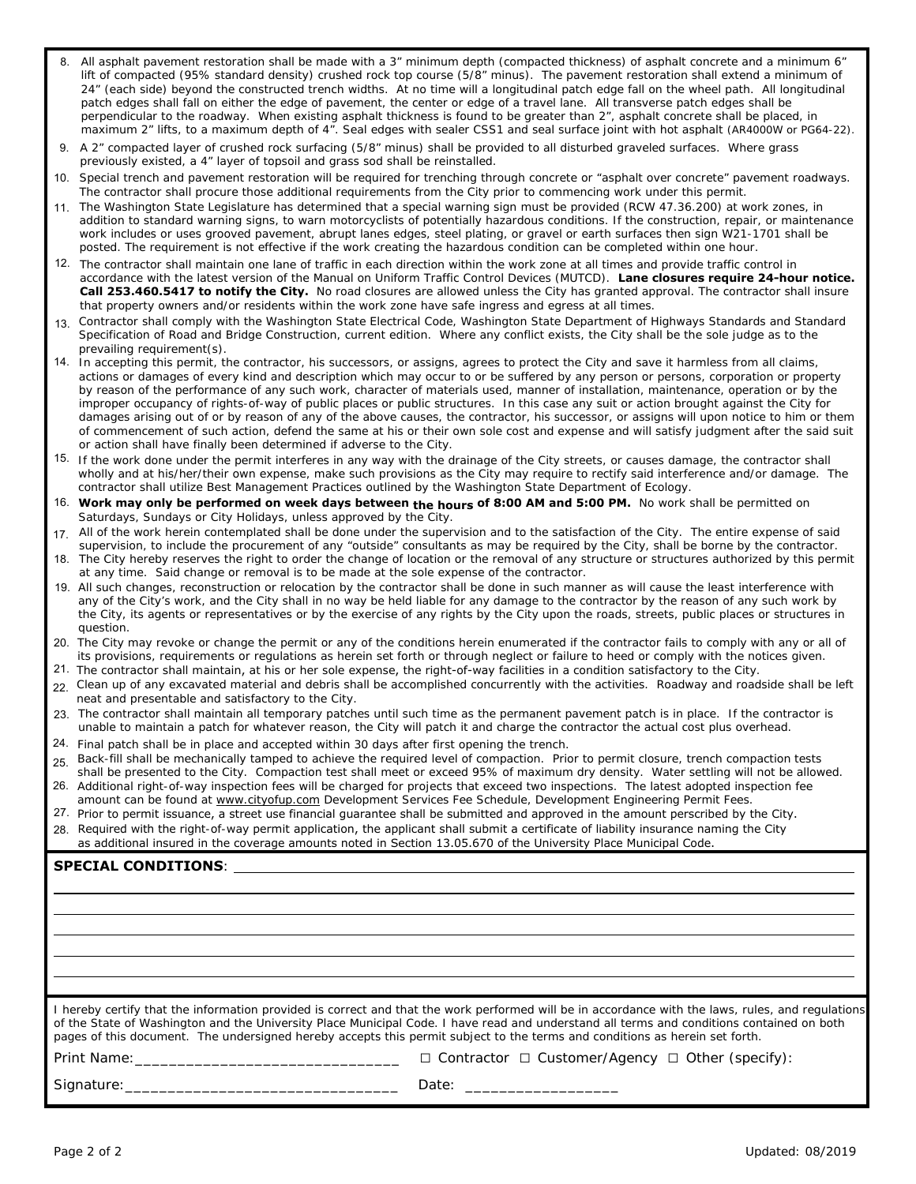8. All asphalt pavement restoration shall be made with a 3" minimum depth (compacted thickness) of asphalt concrete and a minimum 6" lift of compacted (95% standard density) crushed rock top course (5/8" minus). The pavement restoration shall extend a minimum of 24" (each side) beyond the constructed trench widths. At no time will a longitudinal patch edge fall on the wheel path. All longitudinal patch edges shall fall on either the edge of pavement, the center or edge of a travel lane. All transverse patch edges shall be perpendicular to the roadway. When existing asphalt thickness is found to be greater than 2", asphalt concrete shall be placed, in maximum 2" lifts, to a maximum depth of 4". Seal edges with sealer CSS1 and seal surface joint with hot asphalt (AR4000W or PG64-22).
9. A 2" compacted layer of crushed rock surfacing (5/8" minus) shall be provided to all disturbed graveled surfaces. Where grass previously existed, a 4" layer of topsoil and grass sod shall be reinstalled.
10. Special trench and pavement restoration will be required for trenching through concrete or "asphalt over concrete" pavement roadways. The contractor shall procure those additional requirements from the City prior to commencing work under this permit.
11. The Washington State Legislature has determined that a special warning sign must be provided (RCW 47.36.200) at work zones, in addition to standard warning signs, to warn motorcyclists of potentially hazardous conditions. If the construction, repair, or maintenance work includes or uses grooved pavement, abrupt lanes edges, steel plating, or gravel or earth surfaces then sign W21-1701 shall be posted. The requirement is not effective if the work creating the hazardous condition can be completed within one hour.
12. The contractor shall maintain one lane of traffic in each direction within the work zone at all times and provide traffic control in accordance with the latest version of the Manual on Uniform Traffic Control Devices (MUTCD). **Lane closures require 24-hour notice. Call 253.460.5417 to notify the City.** No road closures are allowed unless the City has granted approval. The contractor shall insure that property owners and/or residents within the work zone have safe ingress and egress at all times.
13. Contractor shall comply with the Washington State Electrical Code, Washington State Department of Highways Standards and Standard Specification of Road and Bridge Construction, current edition. Where any conflict exists, the City shall be the sole judge as to the prevailing requirement(s).
14. In accepting this permit, the contractor, his successors, or assigns, agrees to protect the City and save it harmless from all claims, actions or damages of every kind and description which may occur to or be suffered by any person or persons, corporation or property by reason of the performance of any such work, character of materials used, manner of installation, maintenance, operation or by the improper occupancy of rights-of-way of public places or public structures. In this case any suit or action brought against the City for damages arising out of or by reason of any of the above causes, the contractor, his successor, or assigns will upon notice to him or them of commencement of such action, defend the same at his or their own sole cost and expense and will satisfy judgment after the said suit or action shall have finally been determined if adverse to the City.
15. If the work done under the permit interferes in any way with the drainage of the City streets, or causes damage, the contractor shall wholly and at his/her/their own expense, make such provisions as the City may require to rectify said interference and/or damage. The contractor shall utilize Best Management Practices outlined by the Washington State Department of Ecology.
16. **Work may only be performed on week days between the hours of 8:00 AM and 5:00 PM.** No work shall be permitted on Saturdays, Sundays or City Holidays, unless approved by the City.
17. All of the work herein contemplated shall be done under the supervision and to the satisfaction of the City. The entire expense of said supervision, to include the procurement of any "outside" consultants as may be required by the City, shall be borne by the contractor.
18. The City hereby reserves the right to order the change of location or the removal of any structure or structures authorized by this permit at any time. Said change or removal is to be made at the sole expense of the contractor.
19. All such changes, reconstruction or relocation by the contractor shall be done in such manner as will cause the least interference with any of the City's work, and the City shall in no way be held liable for any damage to the contractor by the reason of any such work by the City, its agents or representatives or by the exercise of any rights by the City upon the roads, streets, public places or structures in question.
20. The City may revoke or change the permit or any of the conditions herein enumerated if the contractor fails to comply with any or all of its provisions, requirements or regulations as herein set forth or through neglect or failure to heed or comply with the notices given.
21. The contractor shall maintain, at his or her sole expense, the right-of-way facilities in a condition satisfactory to the City.
22. Clean up of any excavated material and debris shall be accomplished concurrently with the activities. Roadway and roadside shall be left neat and presentable and satisfactory to the City.
23. The contractor shall maintain all temporary patches until such time as the permanent pavement patch is in place. If the contractor is unable to maintain a patch for whatever reason, the City will patch it and charge the contractor the actual cost plus overhead.
24. Final patch shall be in place and accepted within 30 days after first opening the trench.
25. Back-fill shall be mechanically tamped to achieve the required level of compaction. Prior to permit closure, trench compaction tests shall be presented to the City. Compaction test shall meet or exceed 95% of maximum dry density. Water settling will not be allowed.
26. Additional right-of-way inspection fees will be charged for projects that exceed two inspections. The latest adopted inspection fee amount can be found at www.cityofup.com Development Services Fee Schedule, Development Engineering Permit Fees.
27. Prior to permit issuance, a street use financial guarantee shall be submitted and approved in the amount perscribed by the City.
28. Required with the right-of-way permit application, the applicant shall submit a certificate of liability insurance naming the City as additional insured in the coverage amounts noted in Section 13.05.670 of the University Place Municipal Code.

**SPECIAL CONDITIONS**: ________________________________

I hereby certify that the information provided is correct and that the work performed will be in accordance with the laws, rules, and regulations of the State of Washington and the University Place Municipal Code. I have read and understand all terms and conditions contained on both pages of this document. The undersigned hereby accepts this permit subject to the terms and conditions as herein set forth.

Print Name:______________________________ ☐ Contractor ☐ Customer/Agency ☐ Other (specify):

Signature:______________________________ Date: _________________

Updated: 08/2019